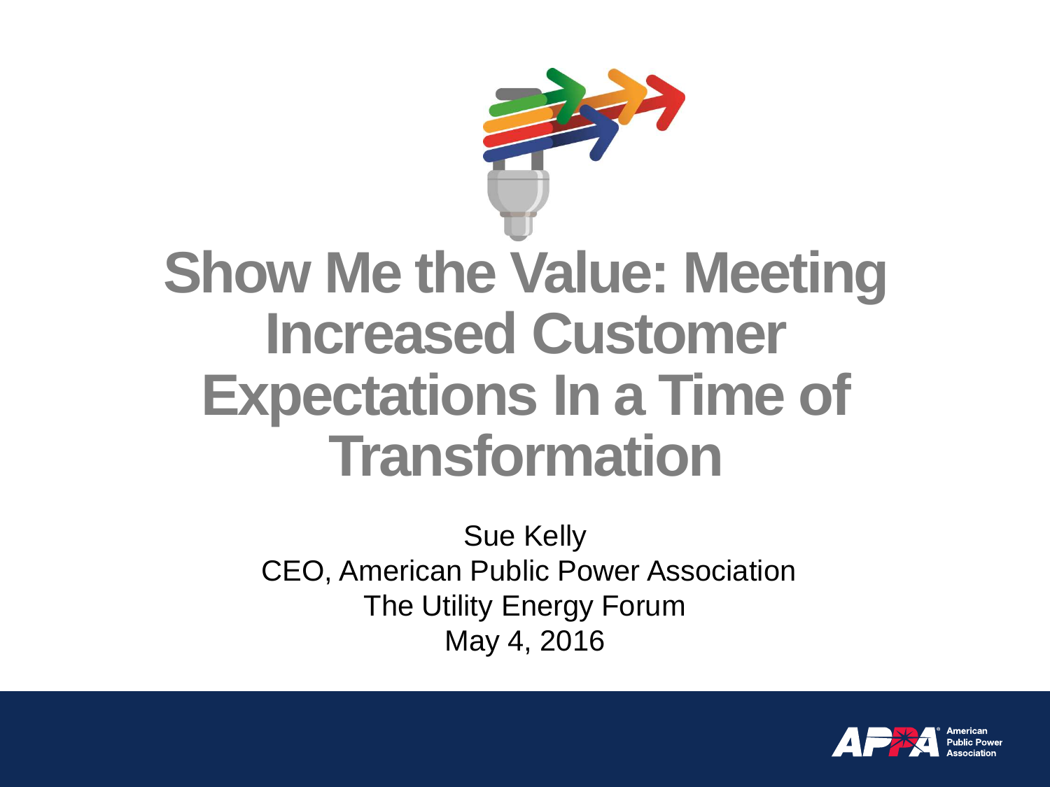# Show Me the Value: Meeting Increased Customer Expectations In a Time of Transformation

Sue Kelly
CEO, American Public Power Association
The Utility Energy Forum
May 4, 2016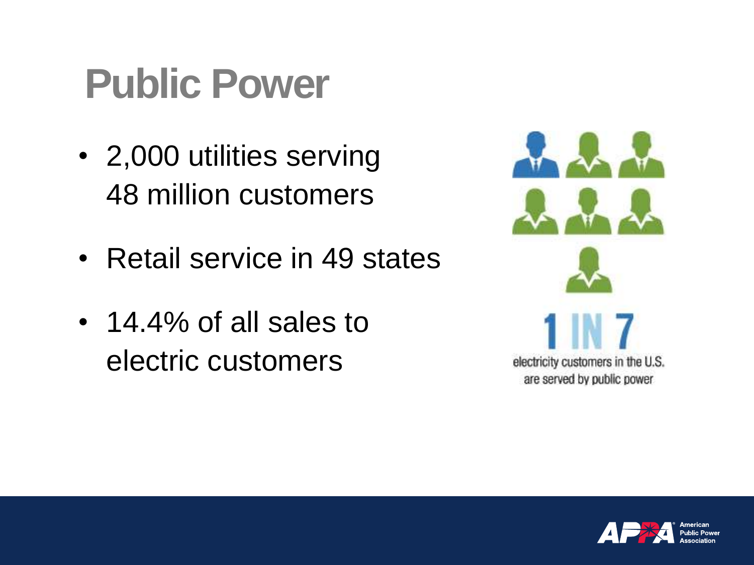# Public Power

- 2,000 utilities serving 48 million customers
- Retail service in 49 states
- 14.4% of all sales to electric customers

1 IN 7

electricity customers in the U.S. are served by public power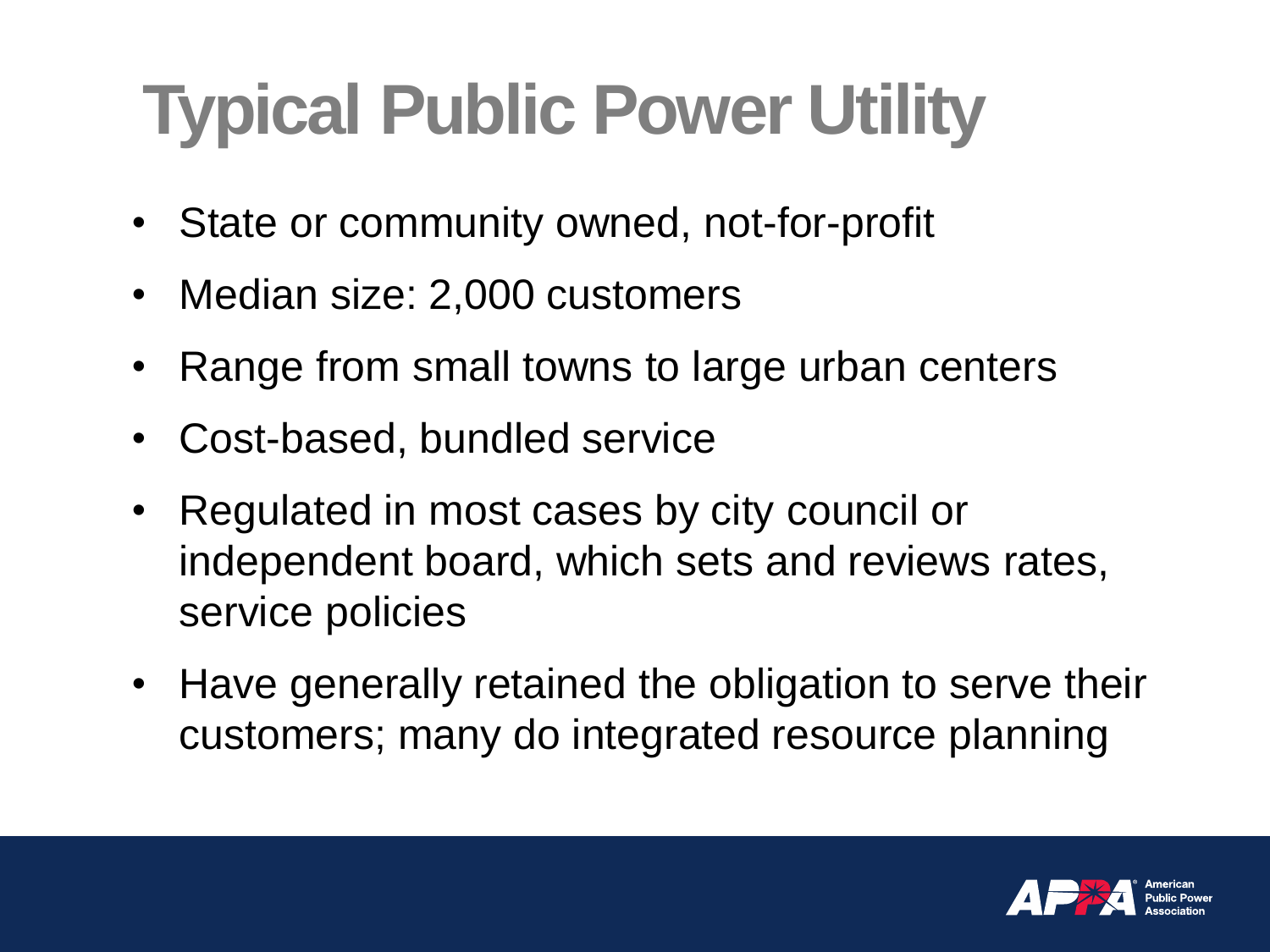# Typical Public Power Utility

- State or community owned, not-for-profit
- Median size: 2,000 customers
- Range from small towns to large urban centers
- Cost-based, bundled service
- Regulated in most cases by city council or independent board, which sets and reviews rates, service policies
- Have generally retained the obligation to serve their customers; many do integrated resource planning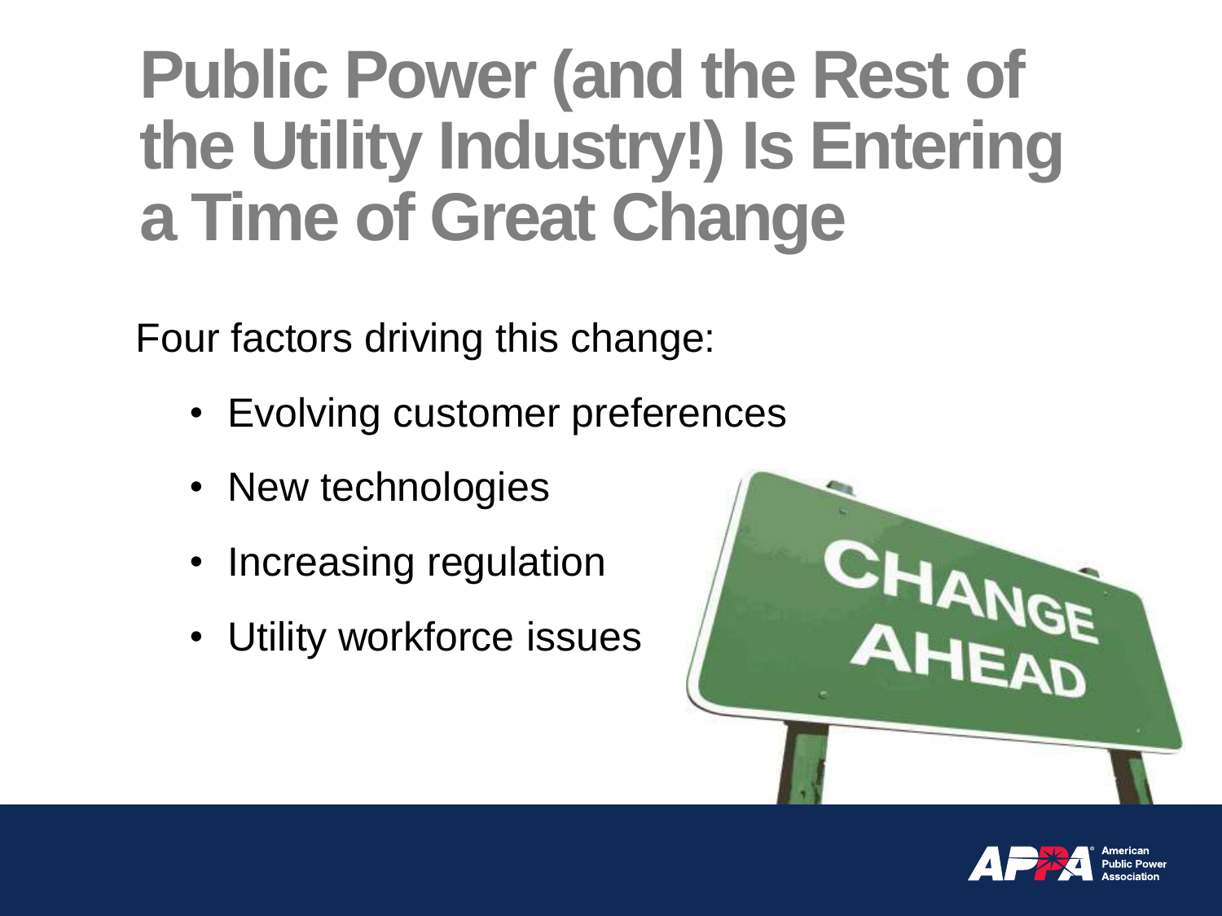# Public Power (and the Rest of the Utility Industry!) Is Entering a Time of Great Change

Four factors driving this change:

- Evolving customer preferences
- New technologies
- Increasing regulation
- Utility workforce issues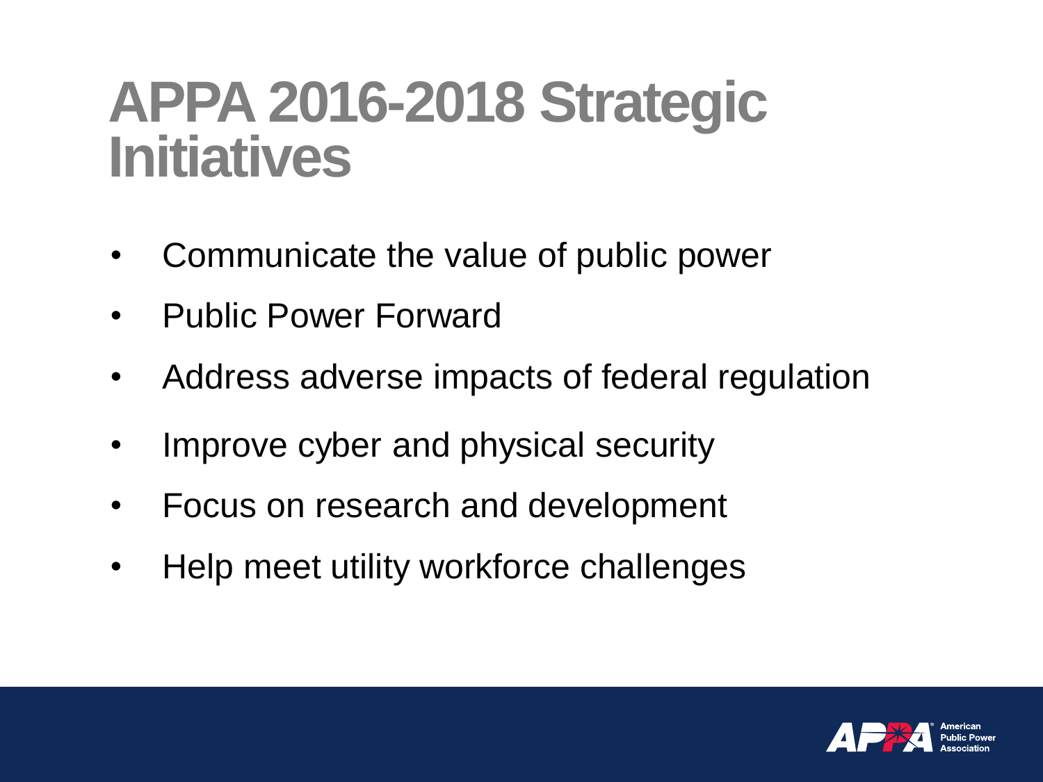# APPA 2016-2018 Strategic Initiatives

- Communicate the value of public power
- Public Power Forward
- Address adverse impacts of federal regulation
- Improve cyber and physical security
- Focus on research and development
- Help meet utility workforce challenges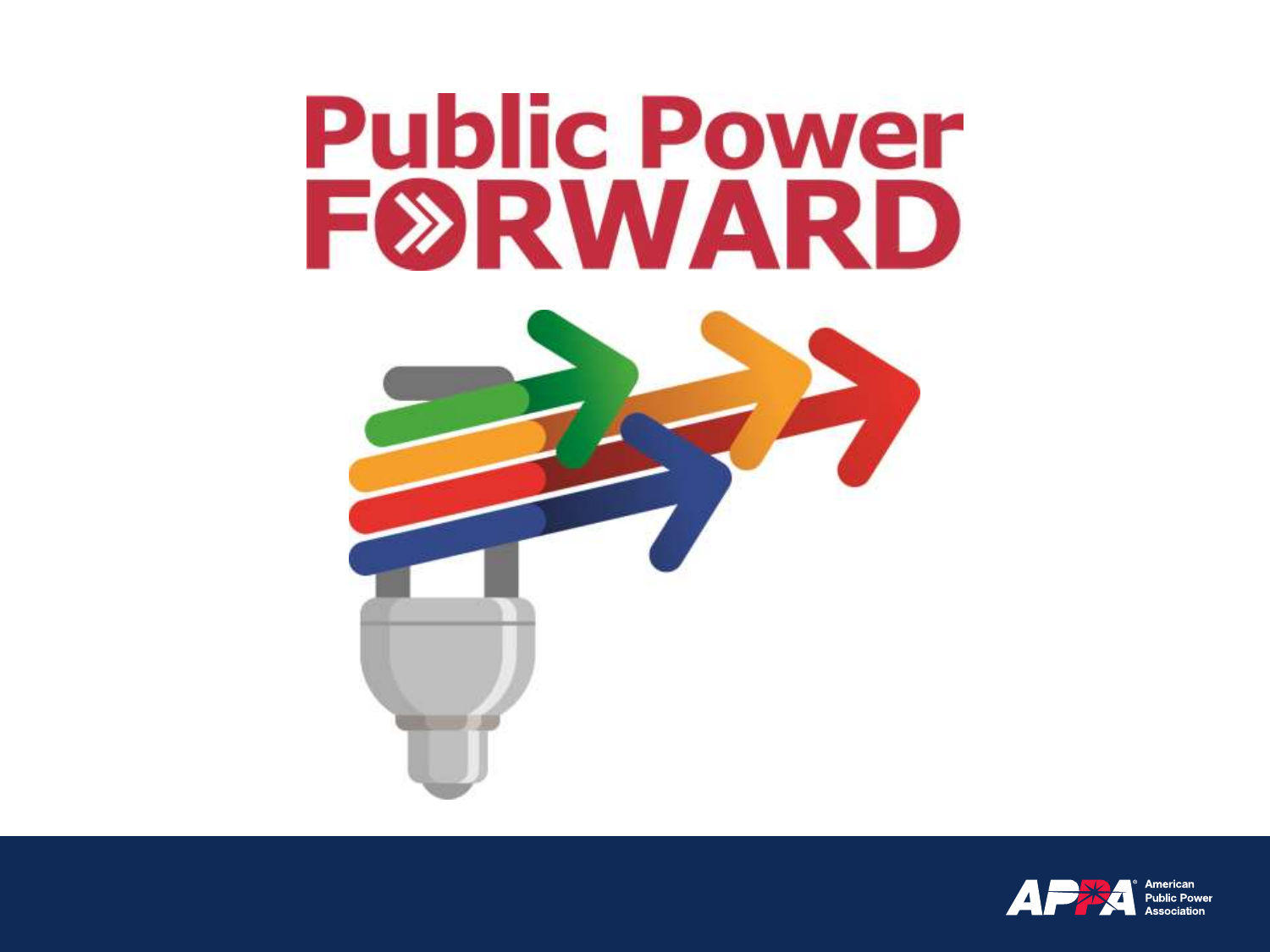# Public Power FORWARD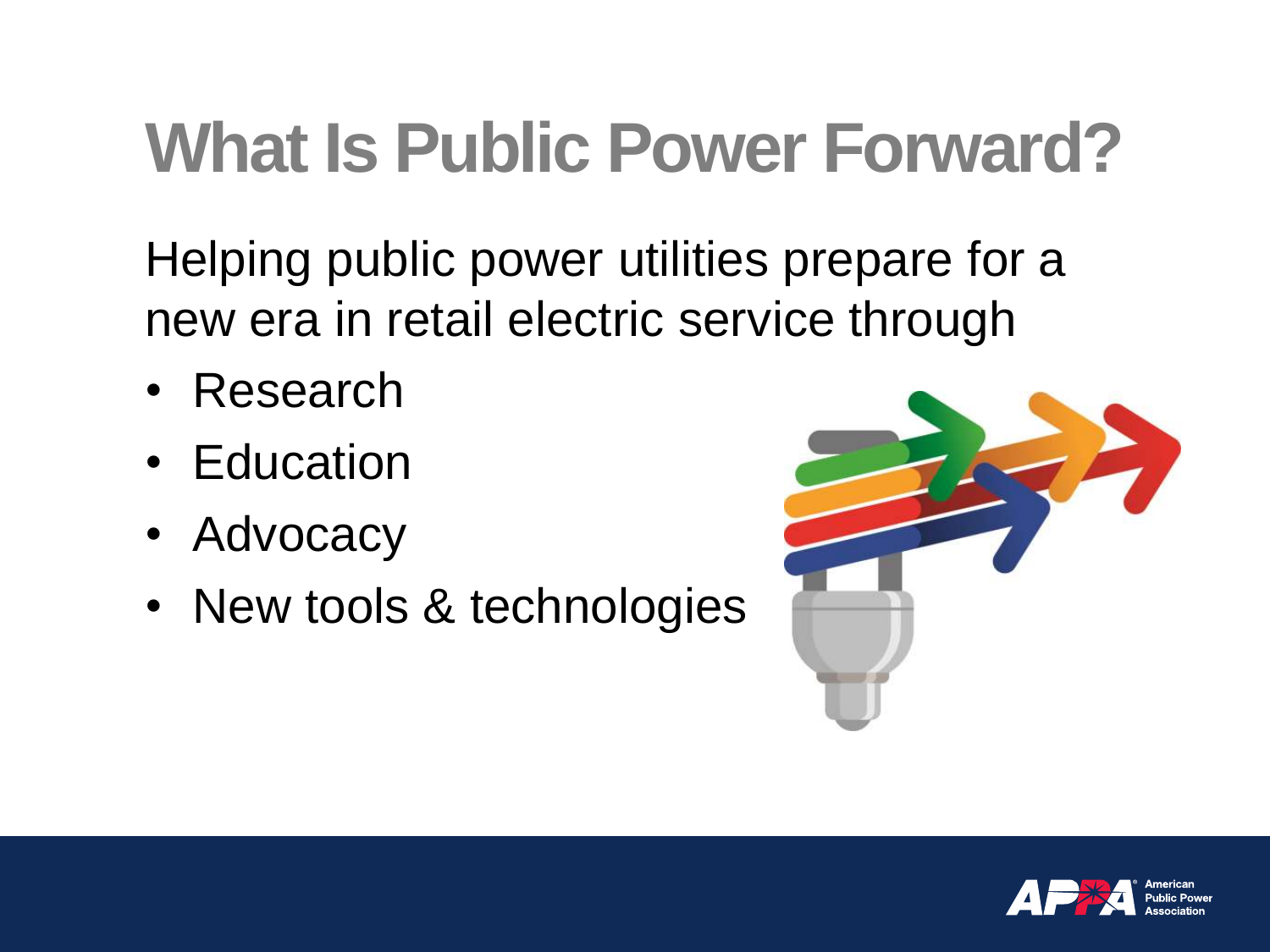# What Is Public Power Forward?

Helping public power utilities prepare for a new era in retail electric service through

- Research
- Education
- Advocacy
- New tools & technologies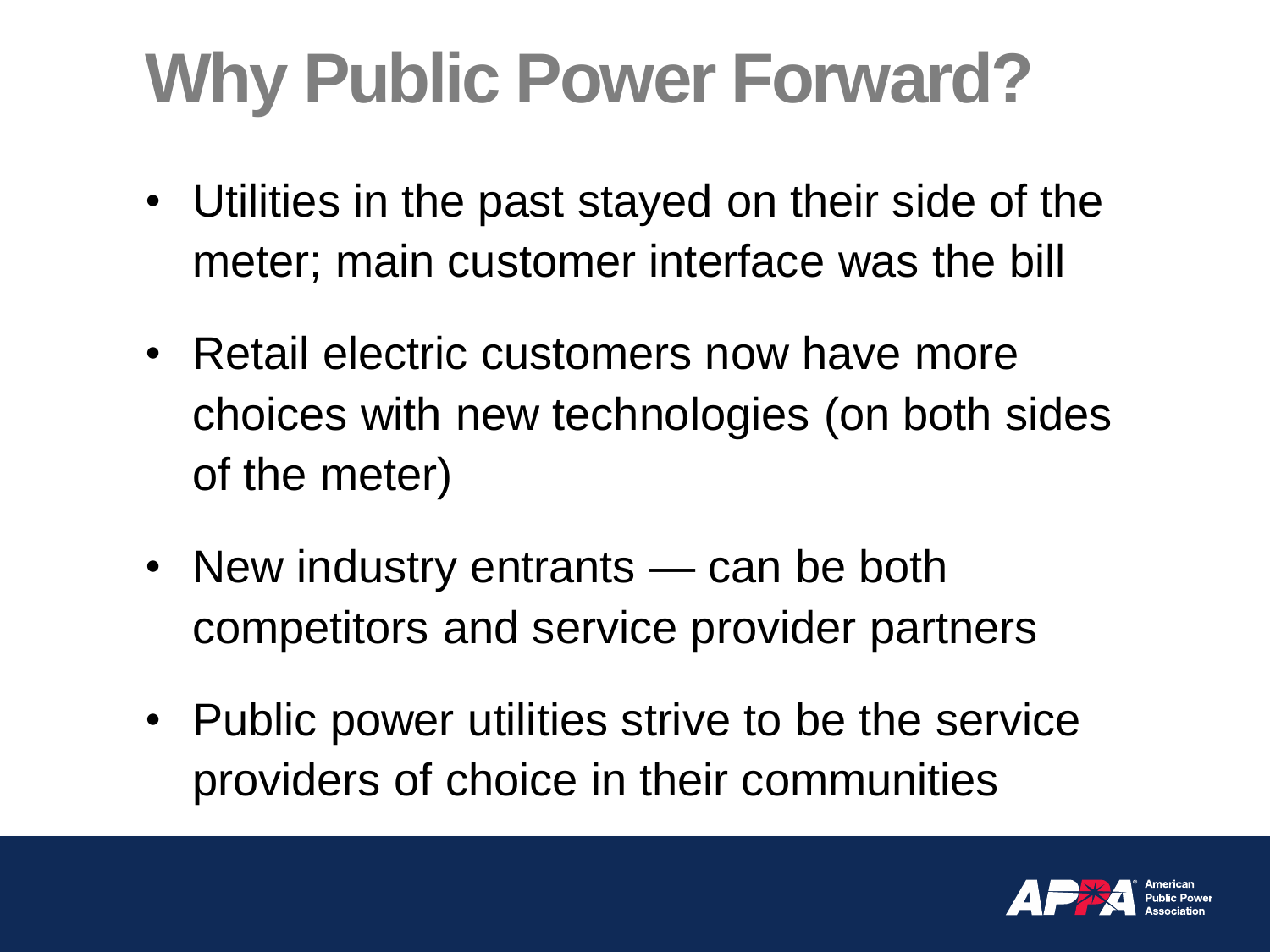# Why Public Power Forward?

- Utilities in the past stayed on their side of the meter; main customer interface was the bill
- Retail electric customers now have more choices with new technologies (on both sides of the meter)
- New industry entrants — can be both competitors and service provider partners
- Public power utilities strive to be the service providers of choice in their communities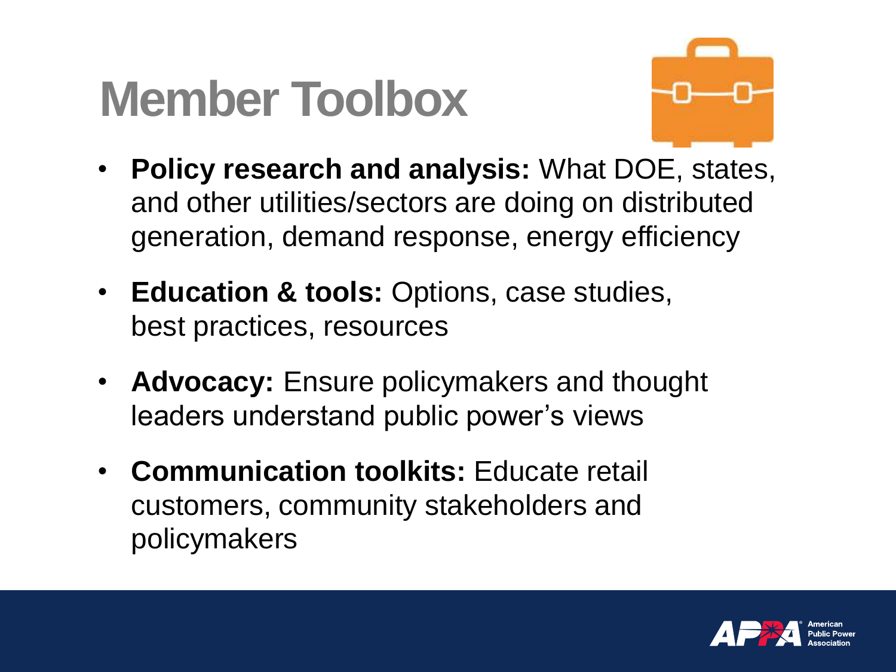# Member Toolbox

- **Policy research and analysis:** What DOE, states, and other utilities/sectors are doing on distributed generation, demand response, energy efficiency
- **Education & tools:** Options, case studies, best practices, resources
- **Advocacy:** Ensure policymakers and thought leaders understand public power's views
- **Communication toolkits:** Educate retail customers, community stakeholders and policymakers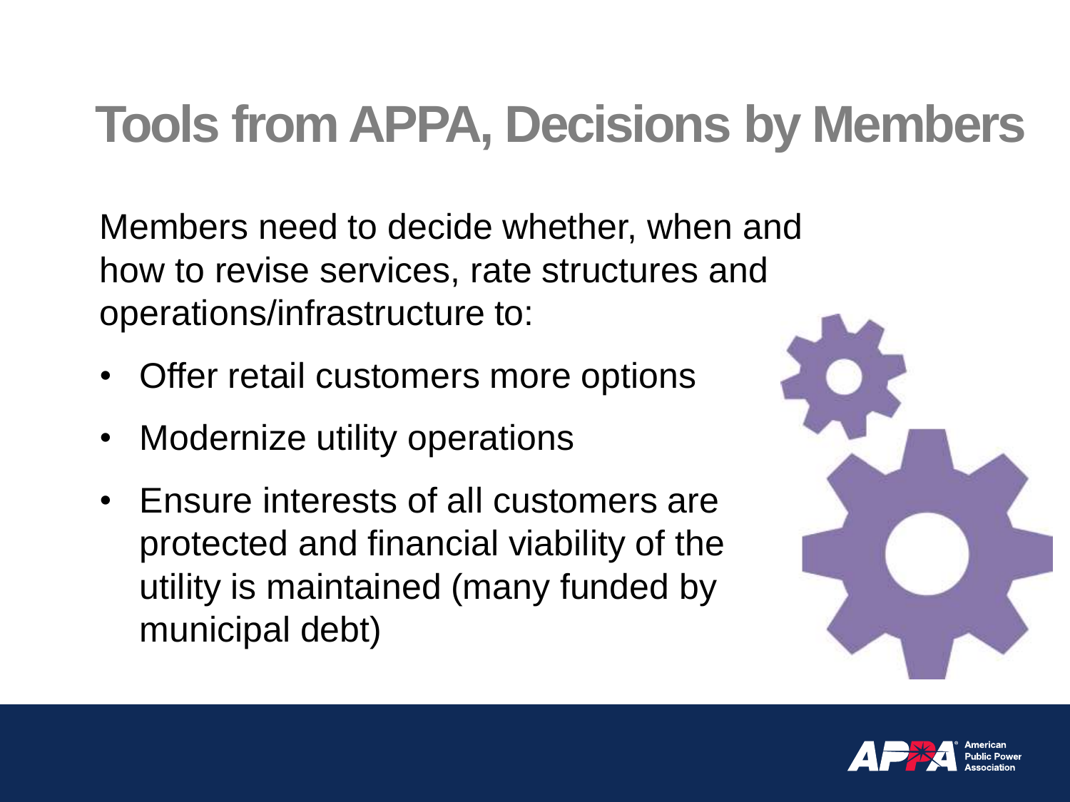# Tools from APPA, Decisions by Members

Members need to decide whether, when and how to revise services, rate structures and operations/infrastructure to:

- Offer retail customers more options
- Modernize utility operations
- Ensure interests of all customers are protected and financial viability of the utility is maintained (many funded by municipal debt)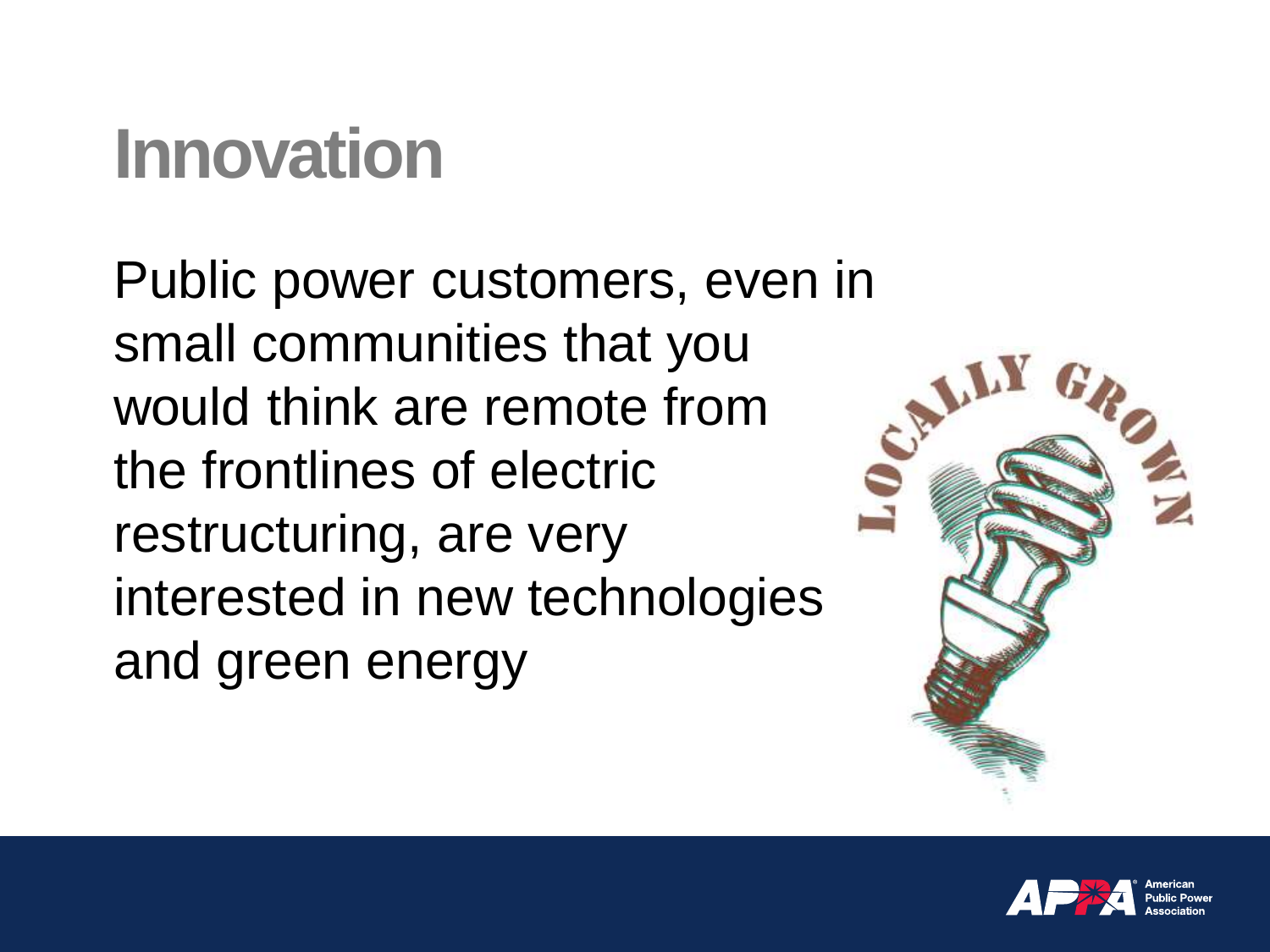# Innovation

Public power customers, even in small communities that you would think are remote from the frontlines of electric restructuring, are very interested in new technologies and green energy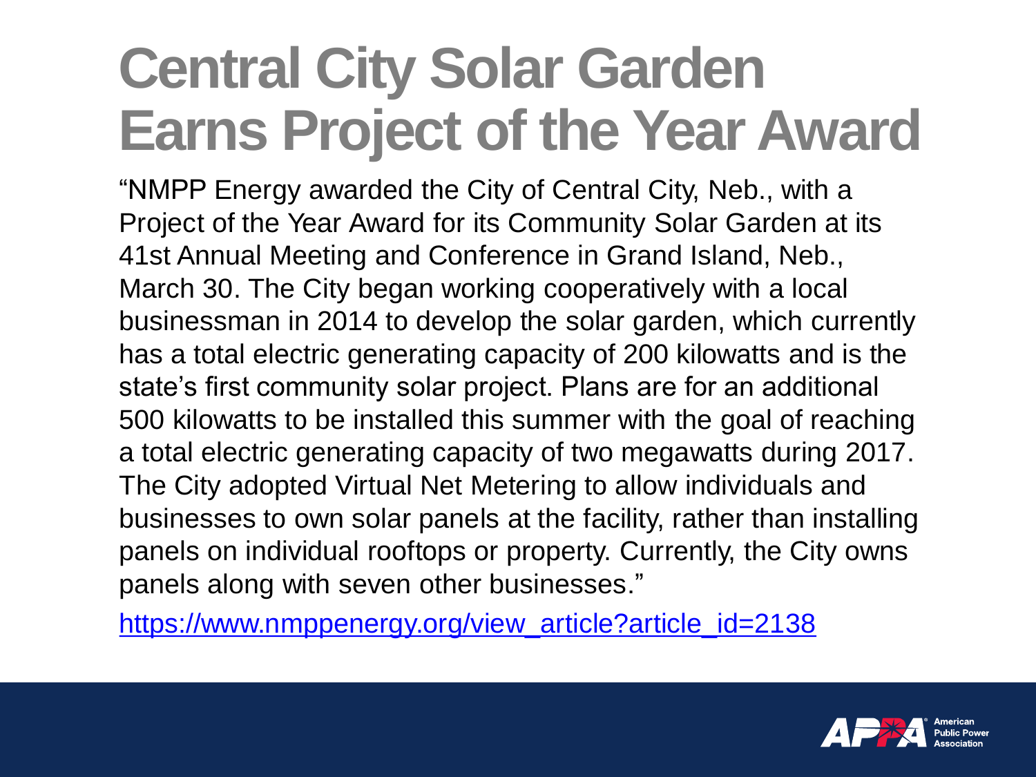# Central City Solar Garden Earns Project of the Year Award

"NMPP Energy awarded the City of Central City, Neb., with a Project of the Year Award for its Community Solar Garden at its 41st Annual Meeting and Conference in Grand Island, Neb., March 30. The City began working cooperatively with a local businessman in 2014 to develop the solar garden, which currently has a total electric generating capacity of 200 kilowatts and is the state's first community solar project. Plans are for an additional 500 kilowatts to be installed this summer with the goal of reaching a total electric generating capacity of two megawatts during 2017. The City adopted Virtual Net Metering to allow individuals and businesses to own solar panels at the facility, rather than installing panels on individual rooftops or property. Currently, the City owns panels along with seven other businesses."

https://www.nmppenergy.org/view_article?article_id=2138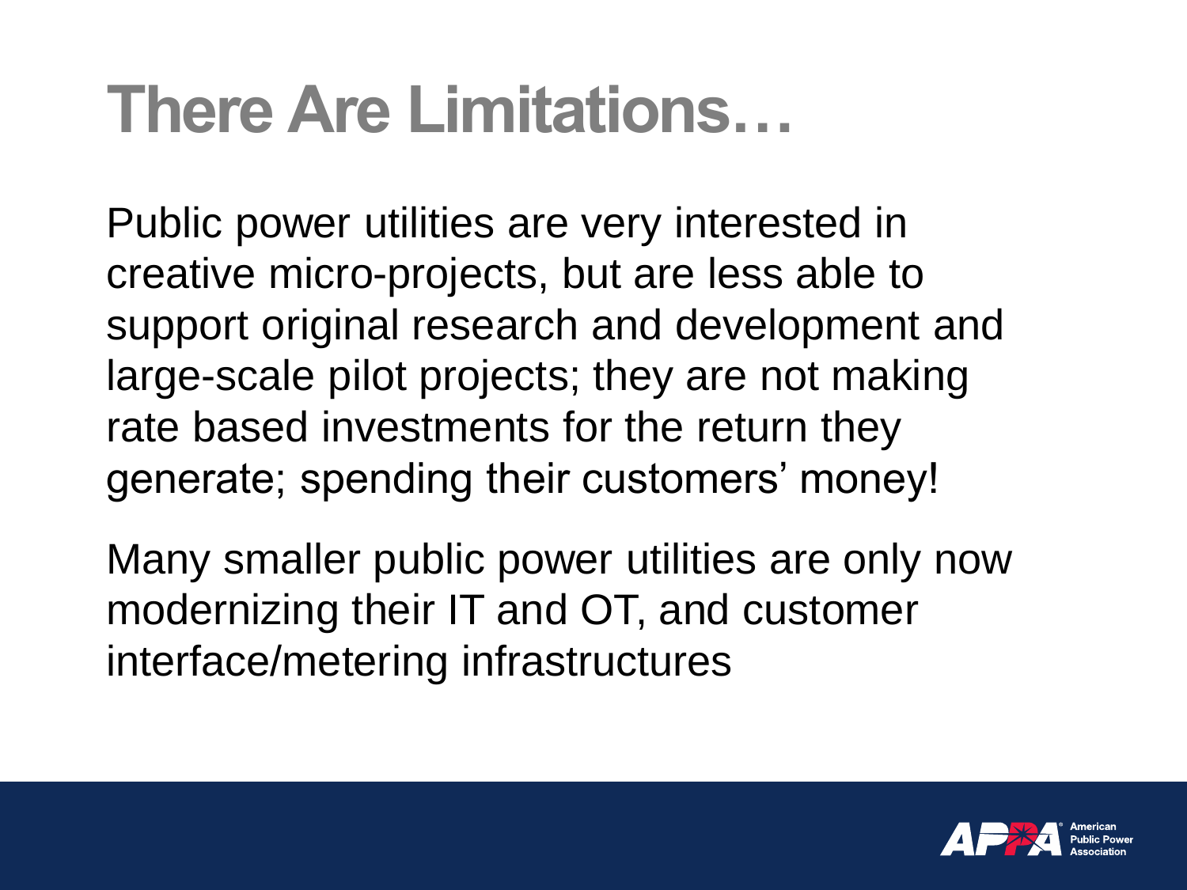# There Are Limitations…

Public power utilities are very interested in creative micro-projects, but are less able to support original research and development and large-scale pilot projects; they are not making rate based investments for the return they generate; spending their customers' money!

Many smaller public power utilities are only now modernizing their IT and OT, and customer interface/metering infrastructures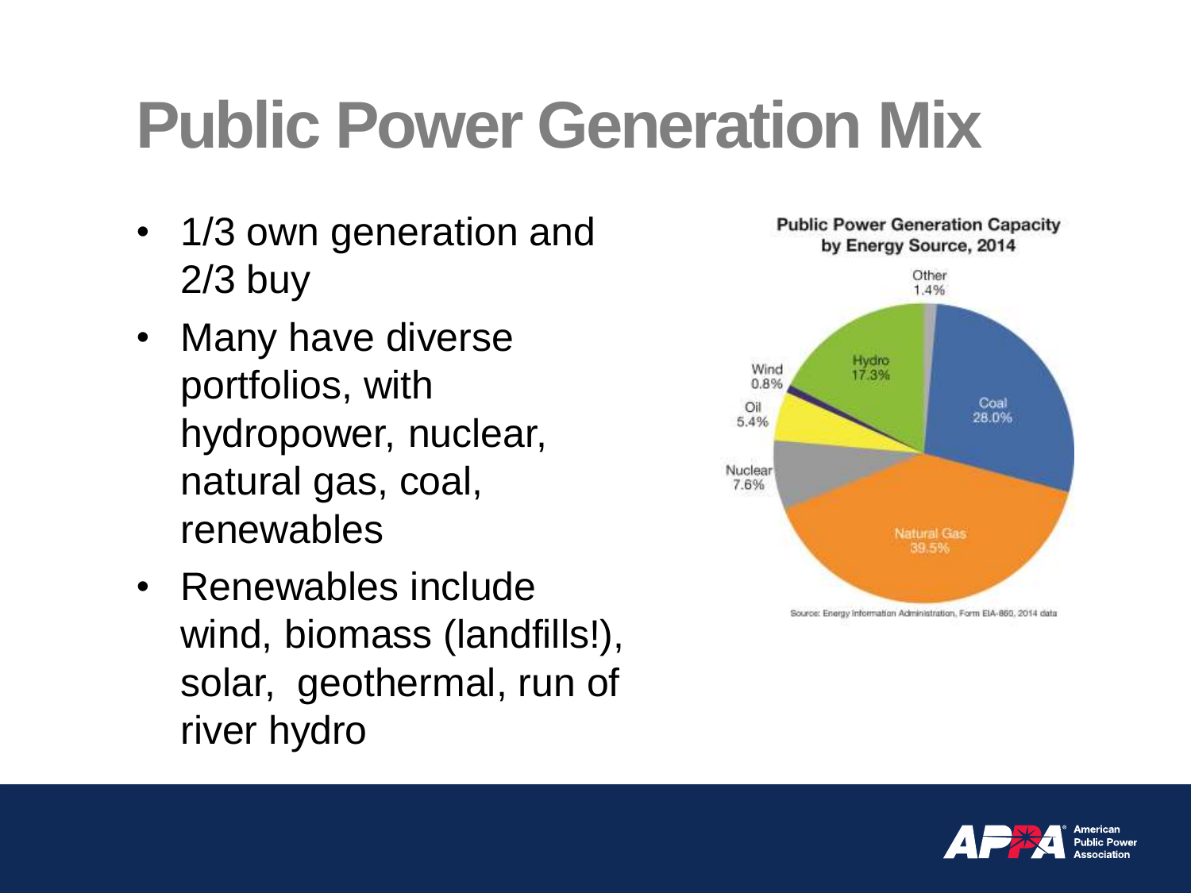# Public Power Generation Mix

- 1/3 own generation and 2/3 buy
- Many have diverse portfolios, with hydropower, nuclear, natural gas, coal, renewables
- Renewables include wind, biomass (landfills!), solar, geothermal, run of river hydro

**Public Power Generation Capacity by Energy Source, 2014**

| Energy Source | Share |
|---|---|
| Natural Gas | 39.5% |
| Coal | 28.0% |
| Hydro | 17.3% |
| Nuclear | 7.6% |
| Oil | 5.4% |
| Other | 1.4% |
| Wind | 0.8% |

Source: Energy Information Administration, Form EIA-860, 2014 data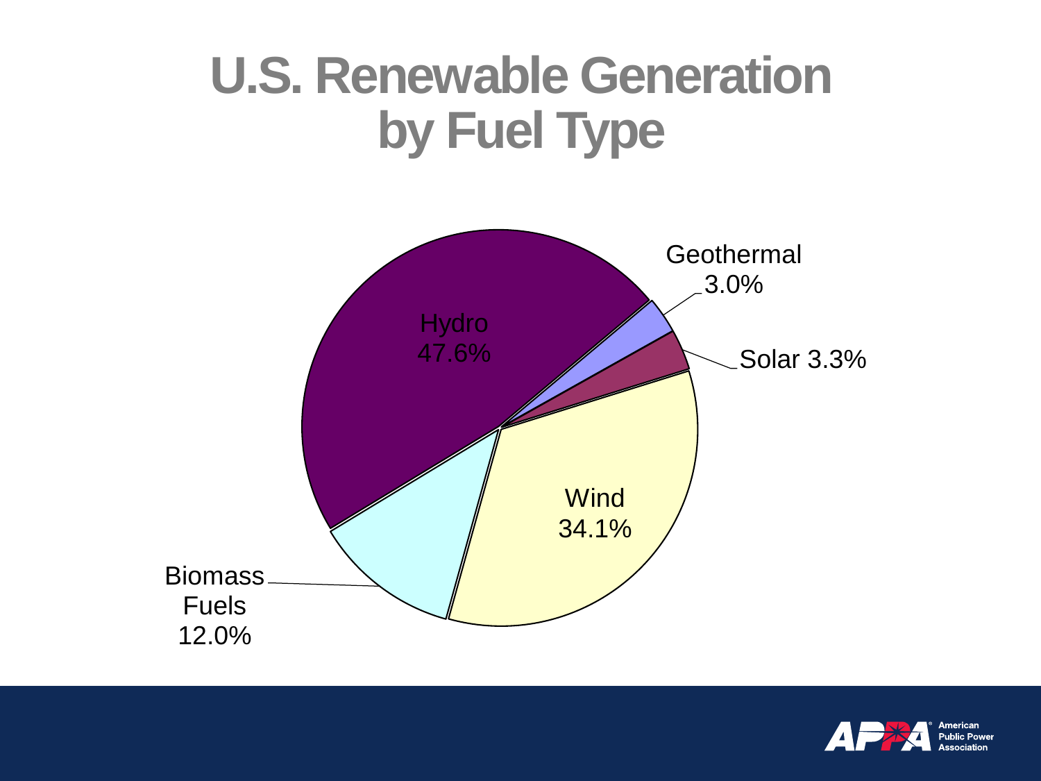# U.S. Renewable Generation by Fuel Type

Hydro 47.6%

Wind 34.1%

Biomass Fuels 12.0%

Solar 3.3%

Geothermal 3.0%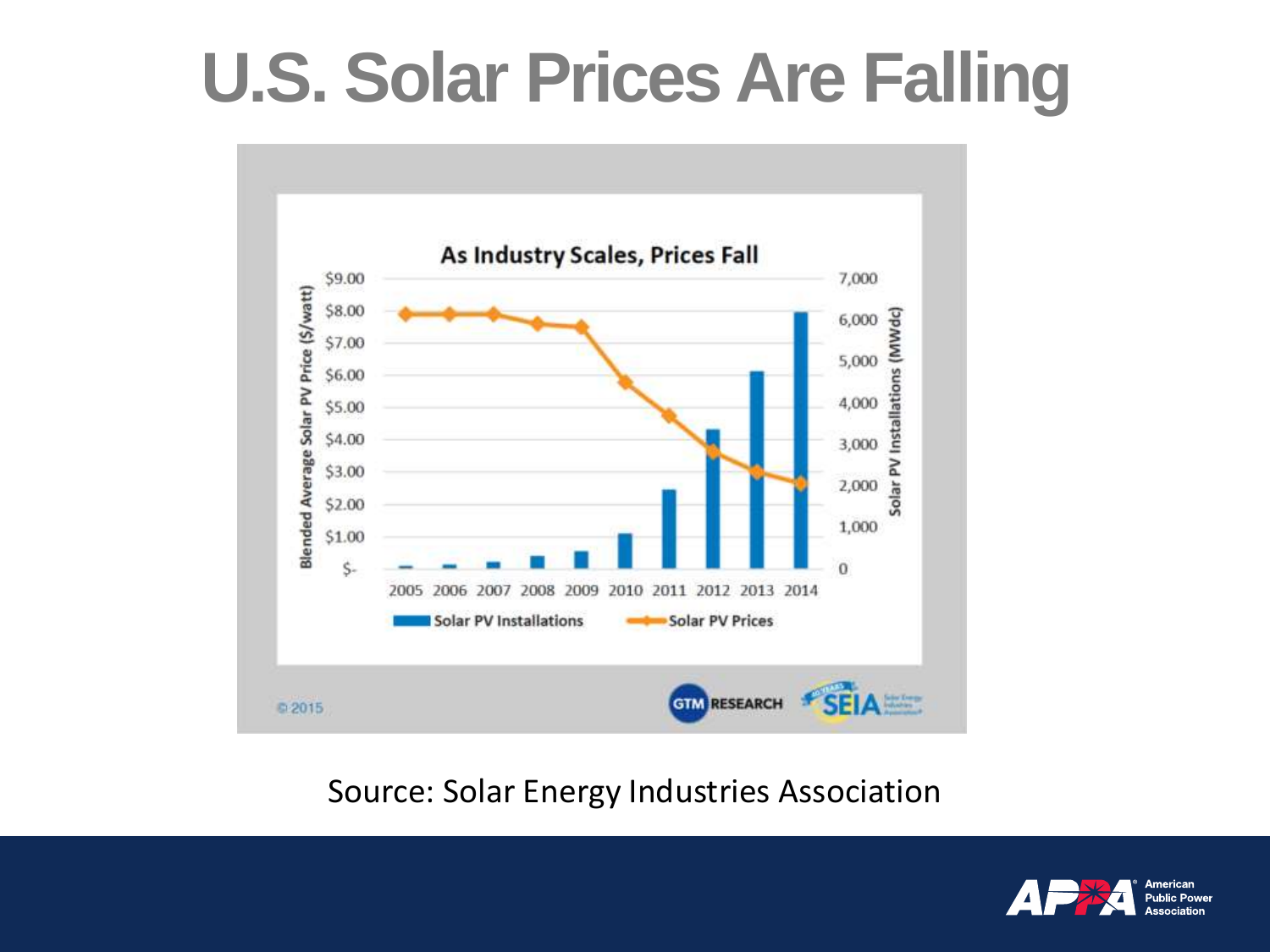# U.S. Solar Prices Are Falling

**As Industry Scales, Prices Fall**

Blended Average Solar PV Price ($/watt): $9.00, $8.00, $7.00, $6.00, $5.00, $4.00, $3.00, $2.00, $1.00, $-

Solar PV Installations (MWdc): 7,000, 6,000, 5,000, 4,000, 3,000, 2,000, 1,000, 0

2005 2006 2007 2008 2009 2010 2011 2012 2013 2014

Solar PV Installations — Solar PV Prices

© 2015 GTM RESEARCH SEIA

Source: Solar Energy Industries Association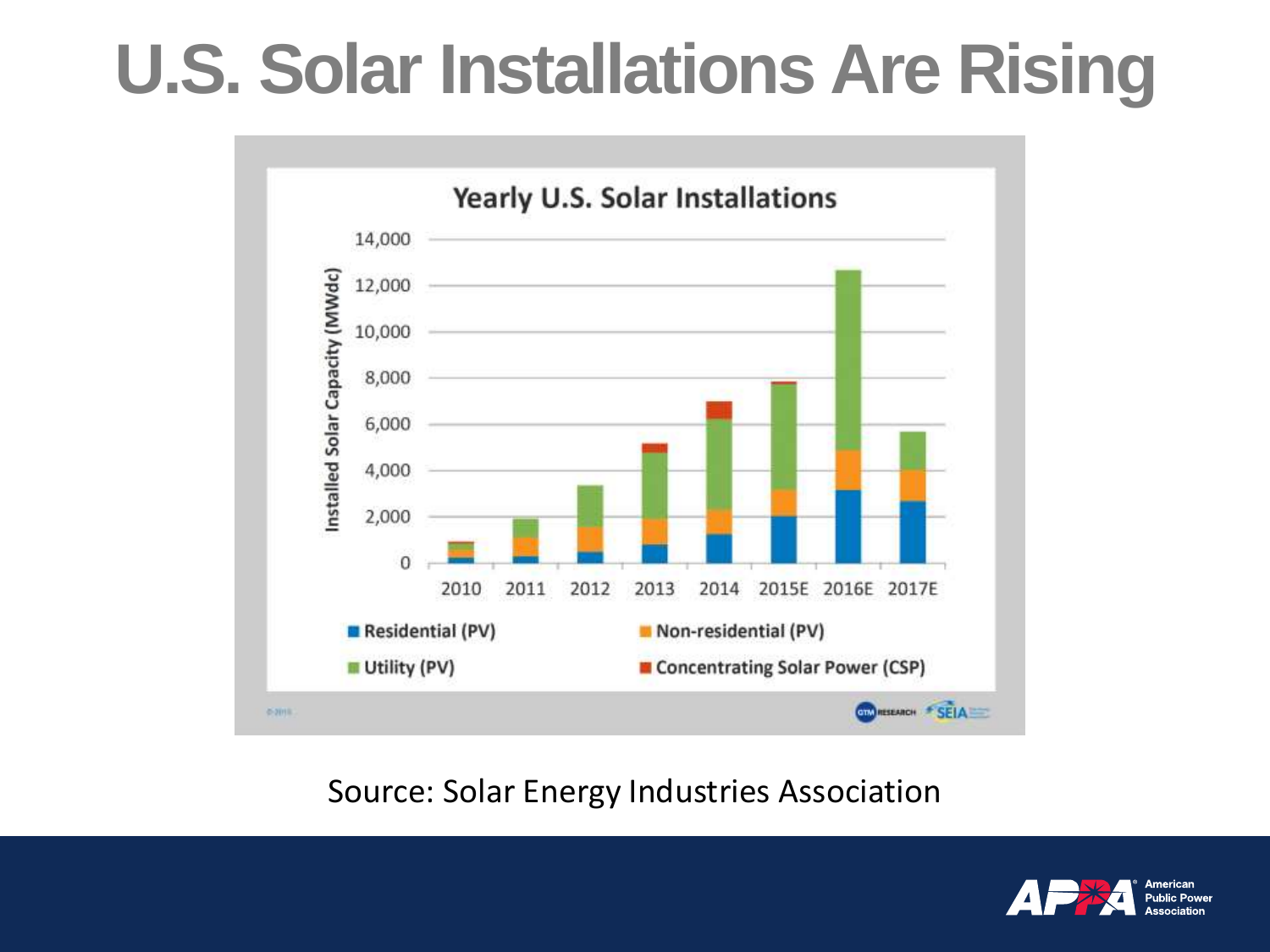# U.S. Solar Installations Are Rising

**Yearly U.S. Solar Installations**

Installed Solar Capacity (MWdc)

14,000
12,000
10,000
8,000
6,000
4,000
2,000
0

2010 2011 2012 2013 2014 2015E 2016E 2017E

- Residential (PV)
- Non-residential (PV)
- Utility (PV)
- Concentrating Solar Power (CSP)

GTM RESEARCH SEIA

Source: Solar Energy Industries Association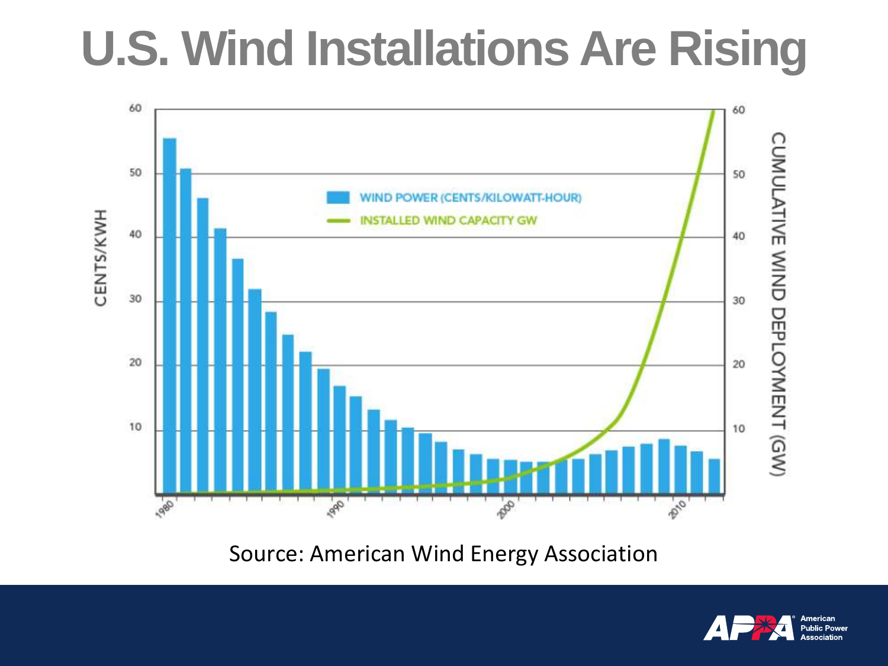# U.S. Wind Installations Are Rising

Source: American Wind Energy Association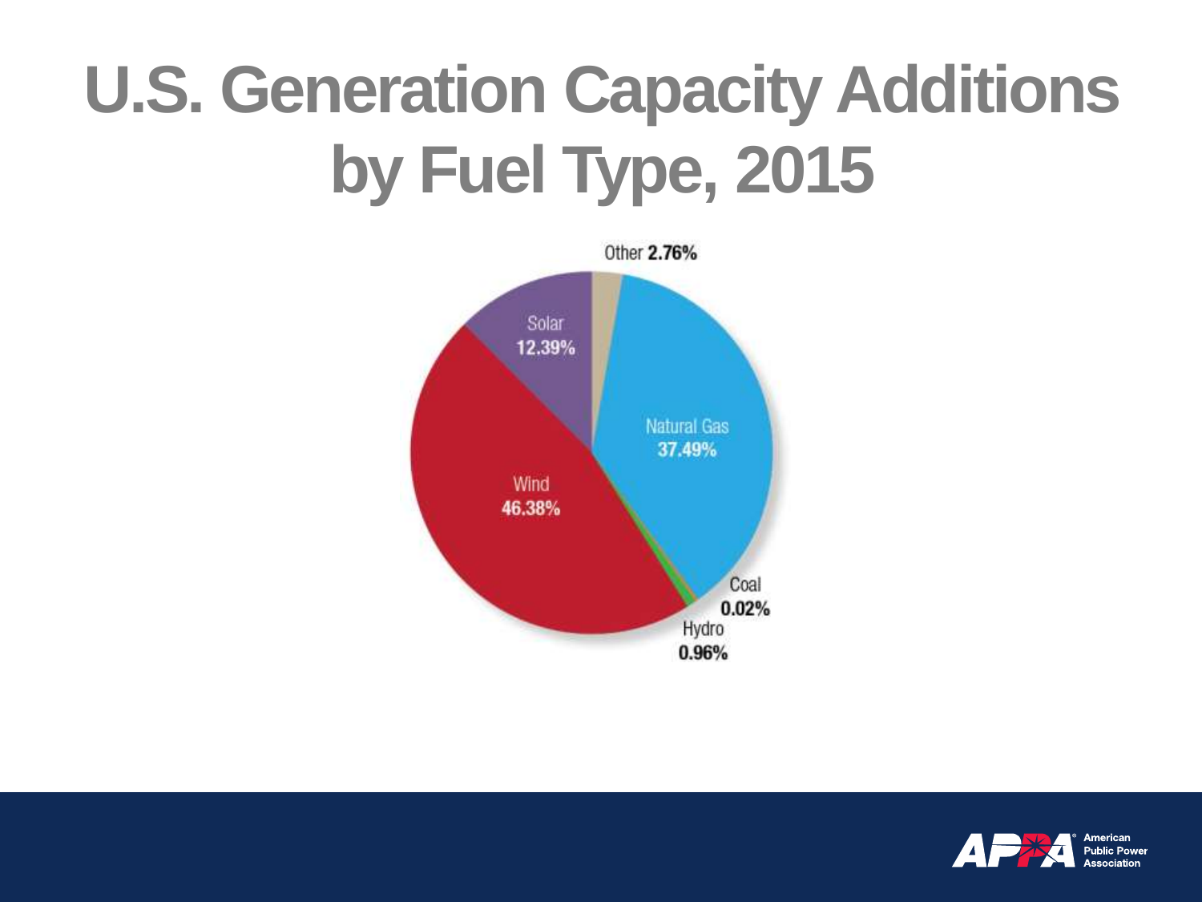# U.S. Generation Capacity Additions by Fuel Type, 2015

Other **2.76%**

Solar **12.39%**

Natural Gas **37.49%**

Wind **46.38%**

Coal **0.02%**

Hydro **0.96%**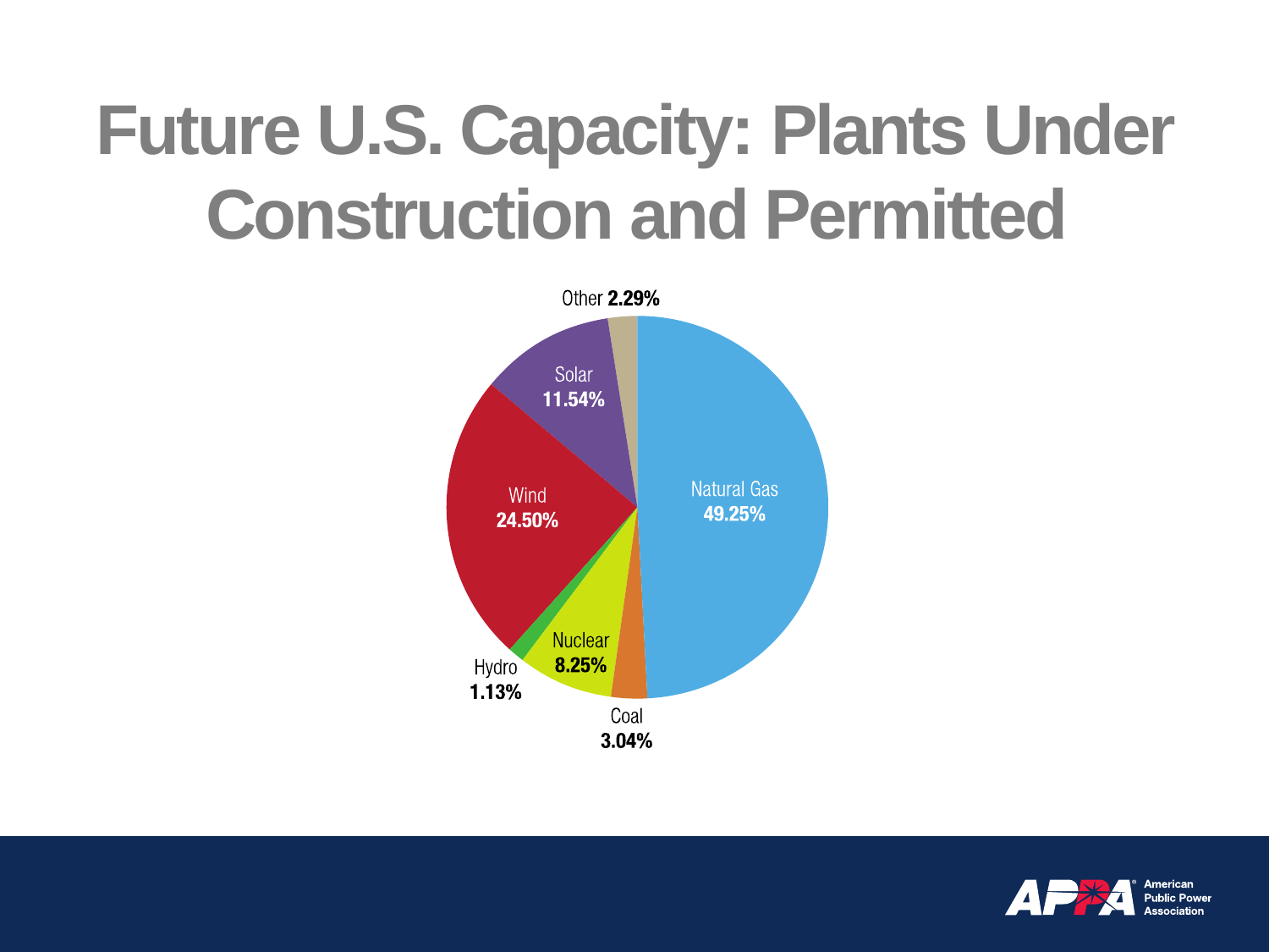# Future U.S. Capacity: Plants Under Construction and Permitted

Other **2.29%**

Solar **11.54%**

Wind **24.50%**

Natural Gas **49.25%**

Nuclear **8.25%**

Hydro **1.13%**

Coal **3.04%**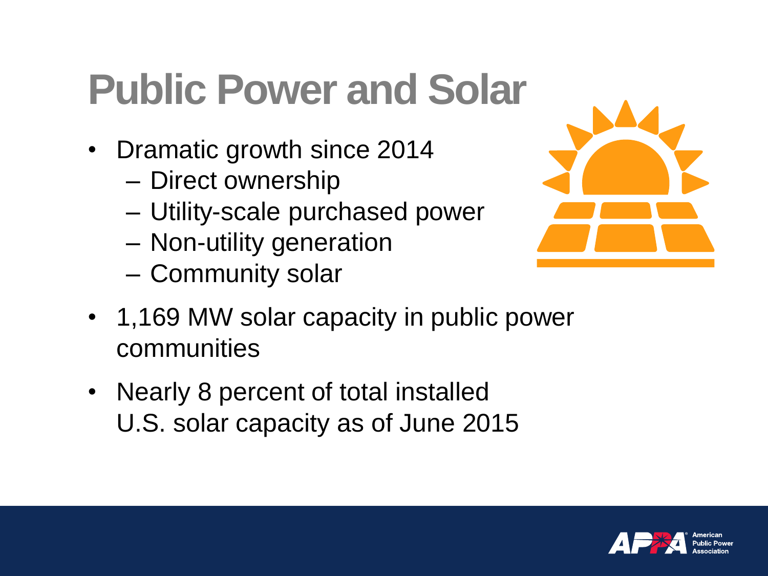# Public Power and Solar

- Dramatic growth since 2014
  - Direct ownership
  - Utility-scale purchased power
  - Non-utility generation
  - Community solar
- 1,169 MW solar capacity in public power communities
- Nearly 8 percent of total installed U.S. solar capacity as of June 2015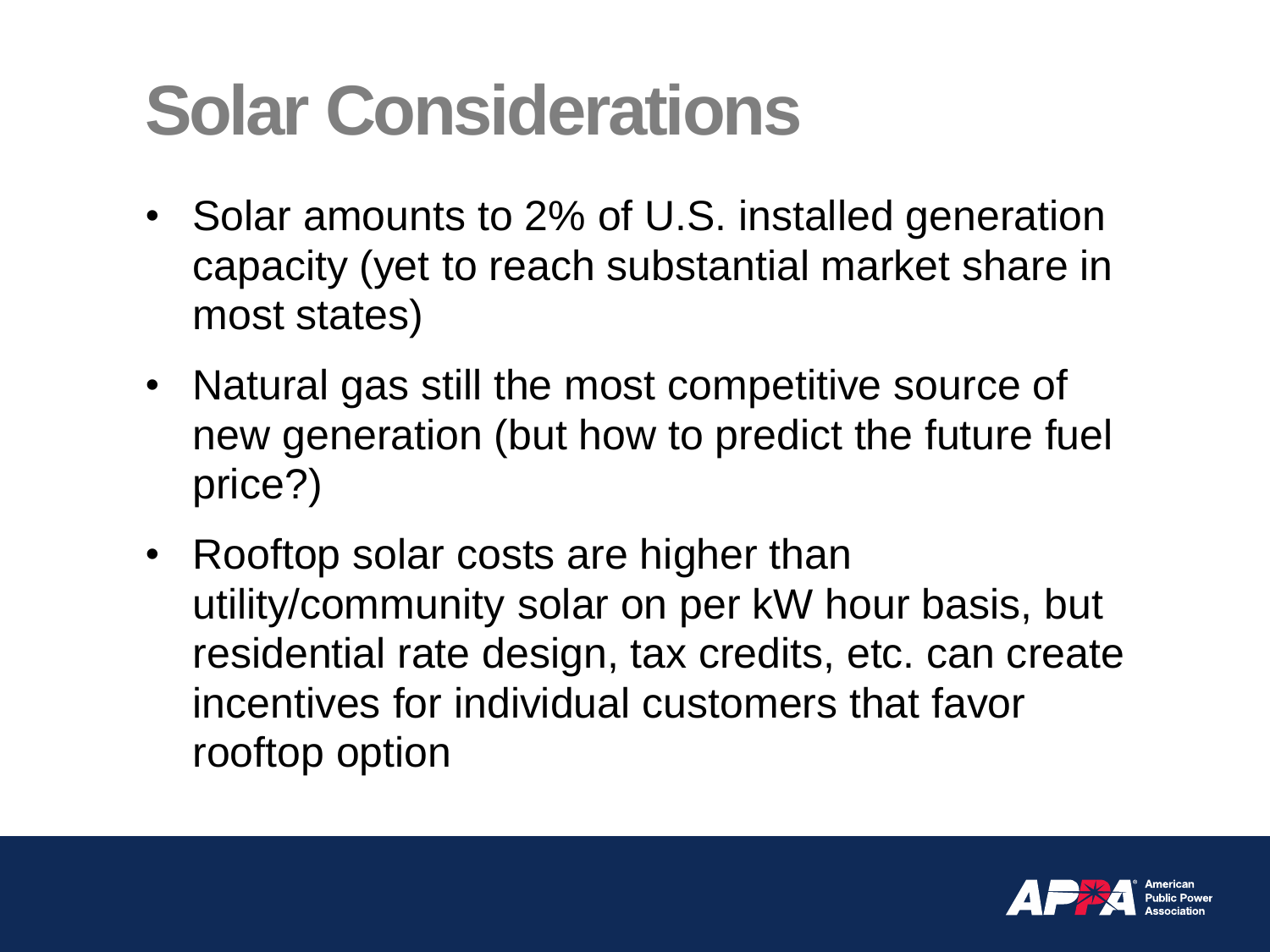# Solar Considerations

- Solar amounts to 2% of U.S. installed generation capacity (yet to reach substantial market share in most states)
- Natural gas still the most competitive source of new generation (but how to predict the future fuel price?)
- Rooftop solar costs are higher than utility/community solar on per kW hour basis, but residential rate design, tax credits, etc. can create incentives for individual customers that favor rooftop option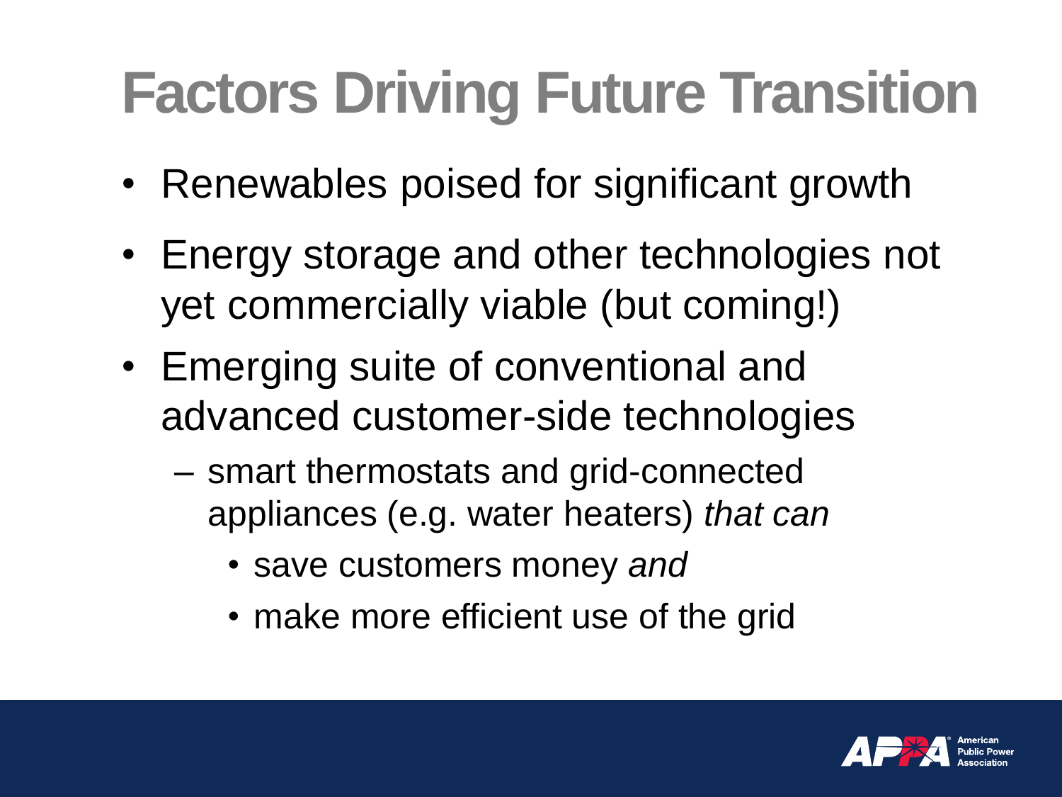# Factors Driving Future Transition

- Renewables poised for significant growth
- Energy storage and other technologies not yet commercially viable (but coming!)
- Emerging suite of conventional and advanced customer-side technologies
  - smart thermostats and grid-connected appliances (e.g. water heaters) *that can*
    - save customers money *and*
    - make more efficient use of the grid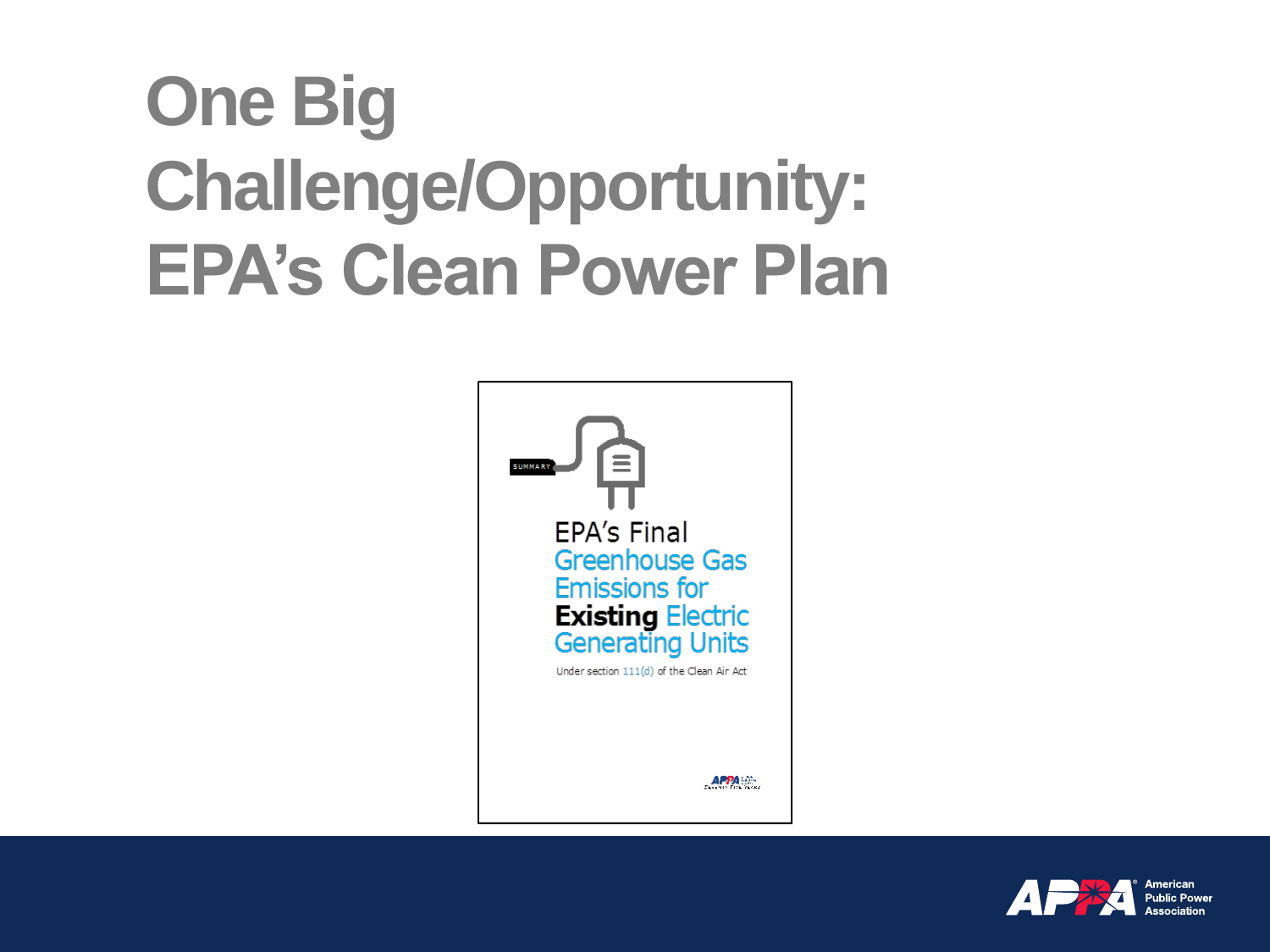# One Big Challenge/Opportunity: EPA's Clean Power Plan

SUMMARY

EPA's Final Greenhouse Gas Emissions for **Existing** Electric Generating Units

Under section 111(d) of the Clean Air Act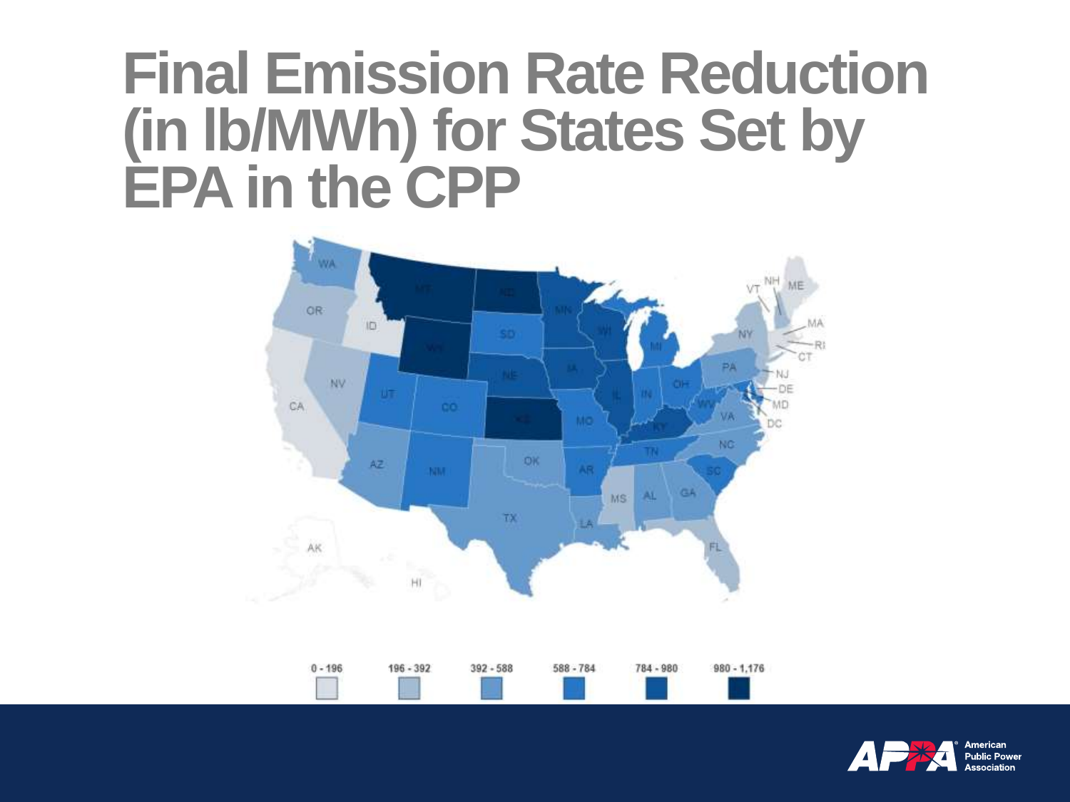# Final Emission Rate Reduction (in lb/MWh) for States Set by EPA in the CPP

WA, OR, ID, MT, ND, MN, WI, MI, NY, VT, NH, ME, MA, RI, CT, NJ, DE, MD, DC, CA, NV, UT, WY, SD, NE, IA, IL, IN, OH, PA, WV, VA, CO, KS, MO, KY, TN, NC, SC, AZ, NM, OK, AR, MS, AL, GA, TX, LA, FL, AK, HI

0 - 196 | 196 - 392 | 392 - 588 | 588 - 784 | 784 - 980 | 980 - 1,176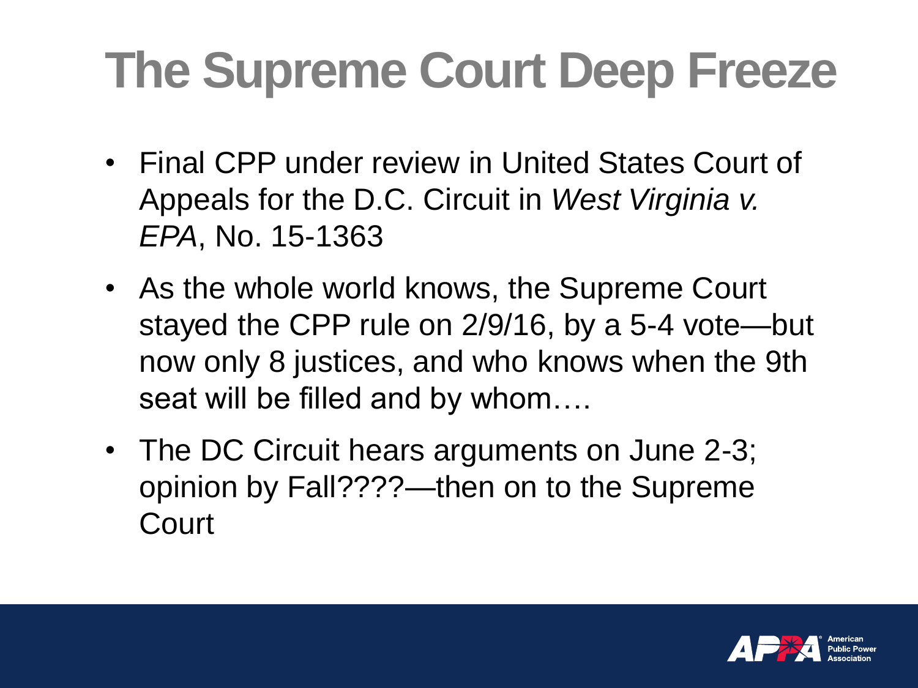# The Supreme Court Deep Freeze

- Final CPP under review in United States Court of Appeals for the D.C. Circuit in *West Virginia v. EPA*, No. 15-1363
- As the whole world knows, the Supreme Court stayed the CPP rule on 2/9/16, by a 5-4 vote—but now only 8 justices, and who knows when the 9th seat will be filled and by whom….
- The DC Circuit hears arguments on June 2-3; opinion by Fall????—then on to the Supreme Court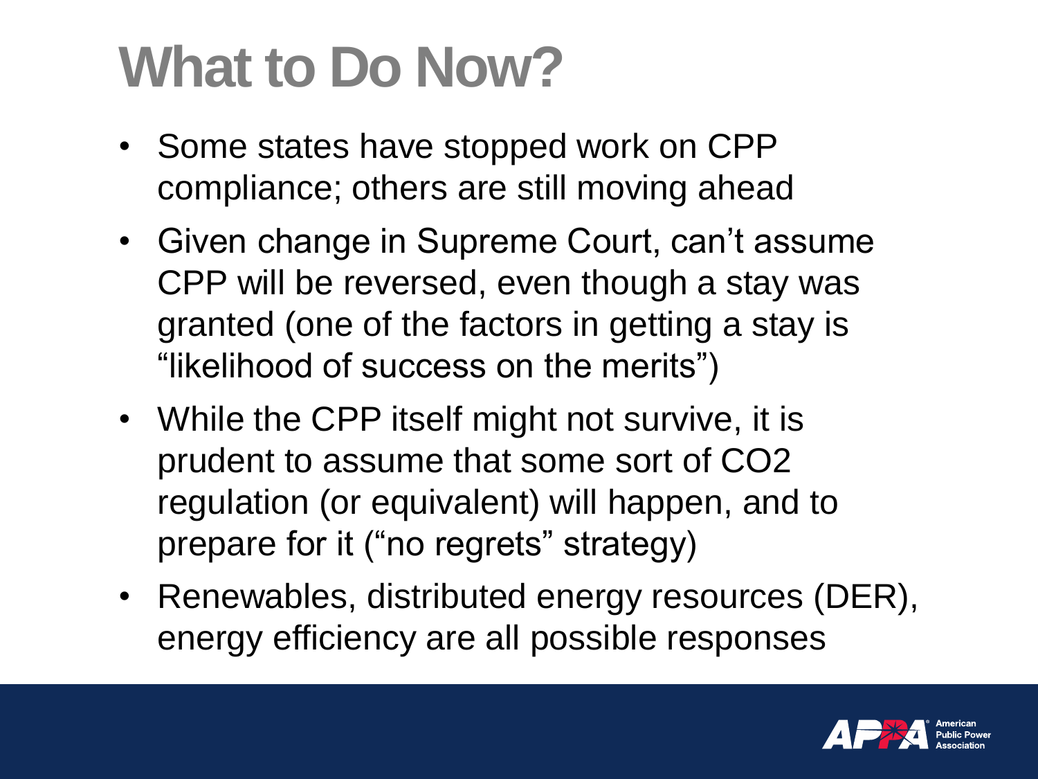# What to Do Now?

- Some states have stopped work on CPP compliance; others are still moving ahead
- Given change in Supreme Court, can't assume CPP will be reversed, even though a stay was granted (one of the factors in getting a stay is "likelihood of success on the merits")
- While the CPP itself might not survive, it is prudent to assume that some sort of CO2 regulation (or equivalent) will happen, and to prepare for it ("no regrets" strategy)
- Renewables, distributed energy resources (DER), energy efficiency are all possible responses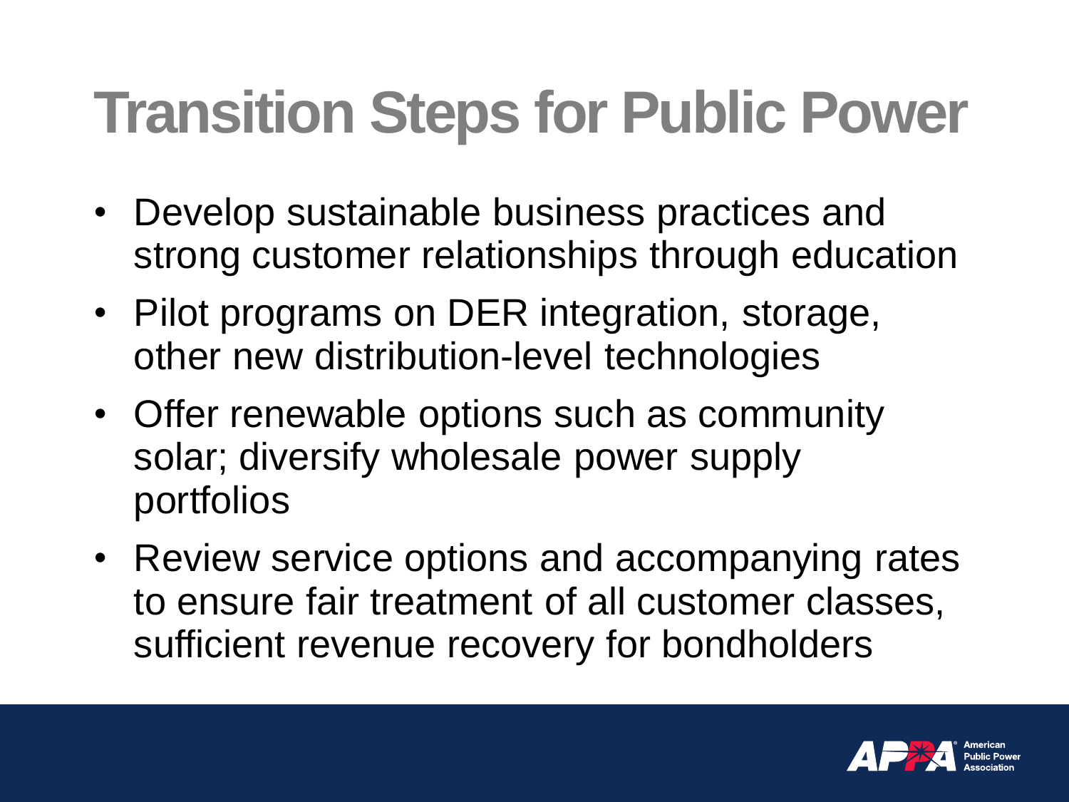# Transition Steps for Public Power

- Develop sustainable business practices and strong customer relationships through education
- Pilot programs on DER integration, storage, other new distribution-level technologies
- Offer renewable options such as community solar; diversify wholesale power supply portfolios
- Review service options and accompanying rates to ensure fair treatment of all customer classes, sufficient revenue recovery for bondholders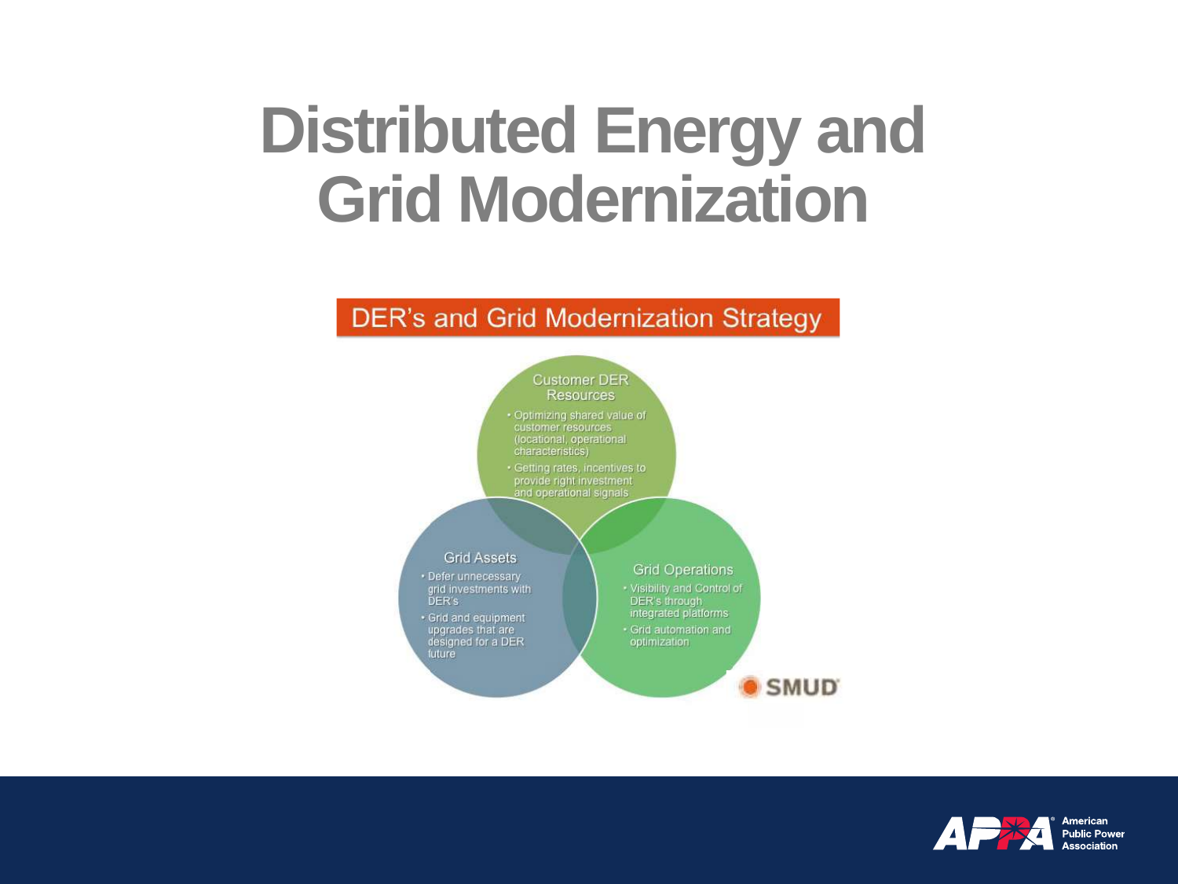# Distributed Energy and Grid Modernization

## DER's and Grid Modernization Strategy

**Customer DER Resources**

- Optimizing shared value of customer resources (locational, operational characteristics)
- Getting rates, incentives to provide right investment and operational signals

**Grid Assets**

- Defer unnecessary grid investments with DER's
- Grid and equipment upgrades that are designed for a DER future

**Grid Operations**

- Visibility and Control of DER's through integrated platforms
- Grid automation and optimization

SMUD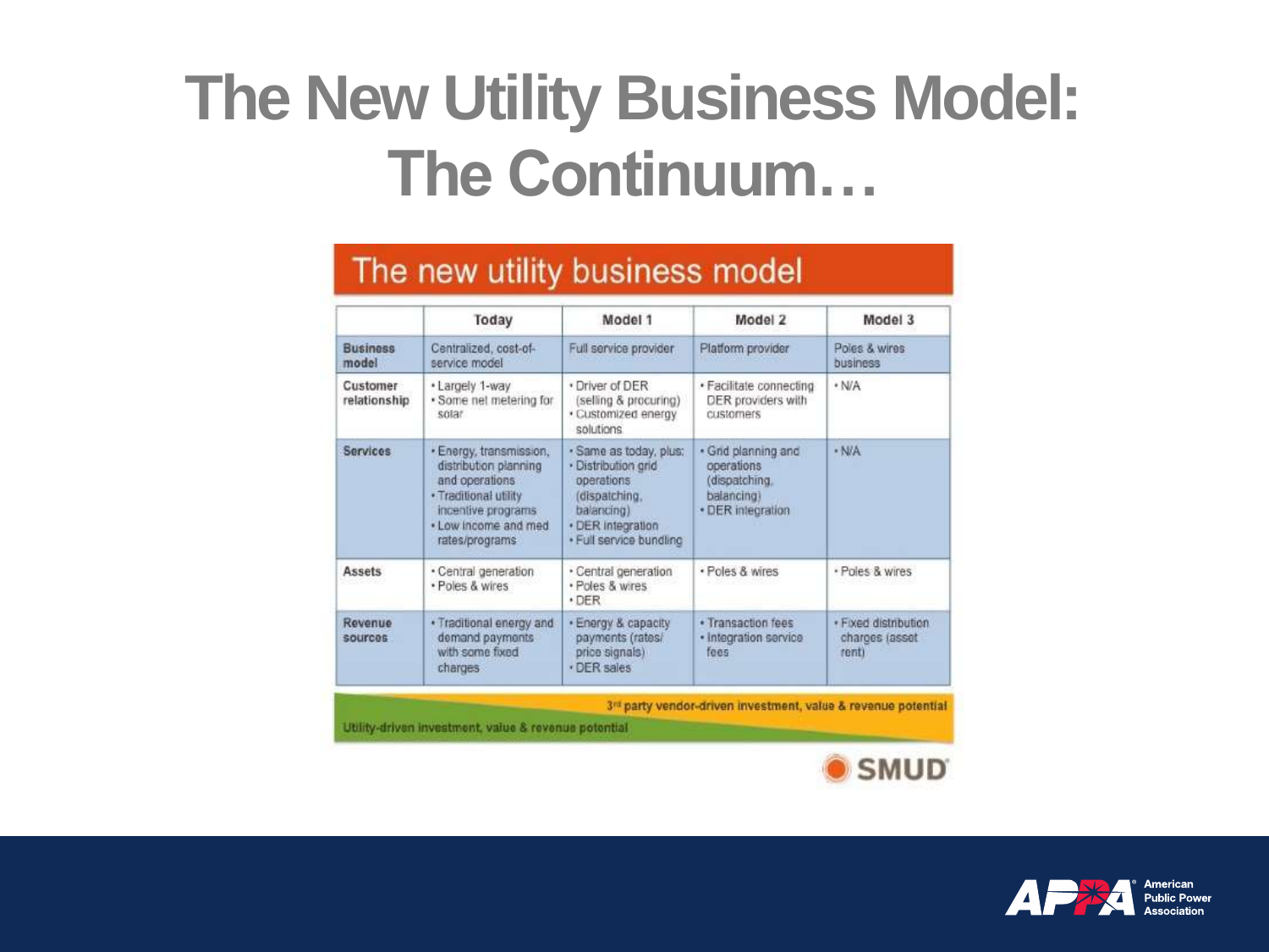# The New Utility Business Model: The Continuum…

## The new utility business model

| | Today | Model 1 | Model 2 | Model 3 |
|---|---|---|---|---|
| **Business model** | Centralized, cost-of-service model | Full service provider | Platform provider | Poles & wires business |
| **Customer relationship** | • Largely 1-way<br>• Some net metering for solar | • Driver of DER (selling & procuring)<br>• Customized energy solutions | • Facilitate connecting DER providers with customers | • N/A |
| **Services** | • Energy, transmission, distribution planning and operations<br>• Traditional utility incentive programs<br>• Low income and med rates/programs | • Same as today, plus:<br>• Distribution grid operations (dispatching, balancing)<br>• DER integration<br>• Full service bundling | • Grid planning and operations (dispatching, balancing)<br>• DER integration | • N/A |
| **Assets** | • Central generation<br>• Poles & wires | • Central generation<br>• Poles & wires<br>• DER | • Poles & wires | • Poles & wires |
| **Revenue sources** | • Traditional energy and demand payments with some fixed charges | • Energy & capacity payments (rates/ price signals)<br>• DER sales | • Transaction fees<br>• Integration service fees | • Fixed distribution charges (asset rent) |

3rd party vendor-driven investment, value & revenue potential

Utility-driven investment, value & revenue potential

SMUD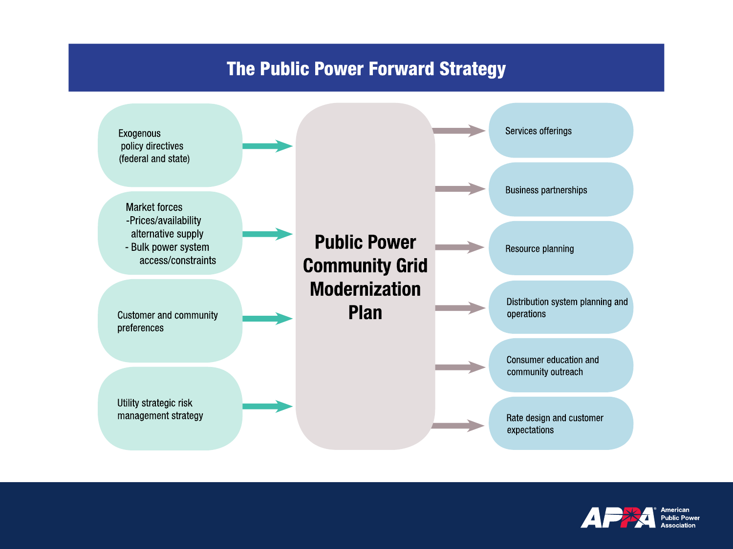# The Public Power Forward Strategy

**Inputs:**

- Exogenous policy directives (federal and state)
- Market forces
  - Prices/availability alternative supply
  - Bulk power system access/constraints
- Customer and community preferences
- Utility strategic risk management strategy

**Public Power Community Grid Modernization Plan**

**Outputs:**

- Services offerings
- Business partnerships
- Resource planning
- Distribution system planning and operations
- Consumer education and community outreach
- Rate design and customer expectations

APPA American Public Power Association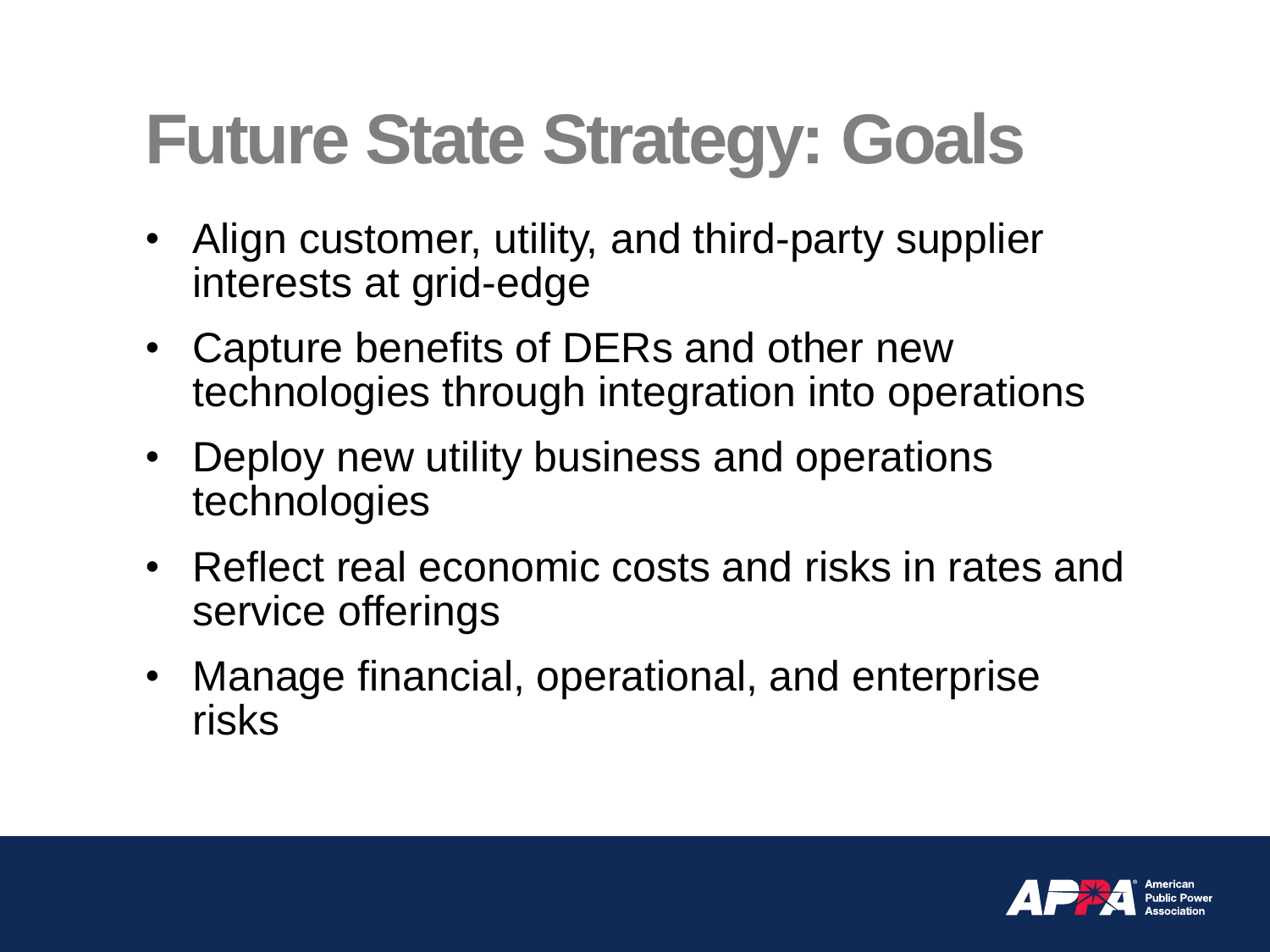# Future State Strategy: Goals

- Align customer, utility, and third-party supplier interests at grid-edge
- Capture benefits of DERs and other new technologies through integration into operations
- Deploy new utility business and operations technologies
- Reflect real economic costs and risks in rates and service offerings
- Manage financial, operational, and enterprise risks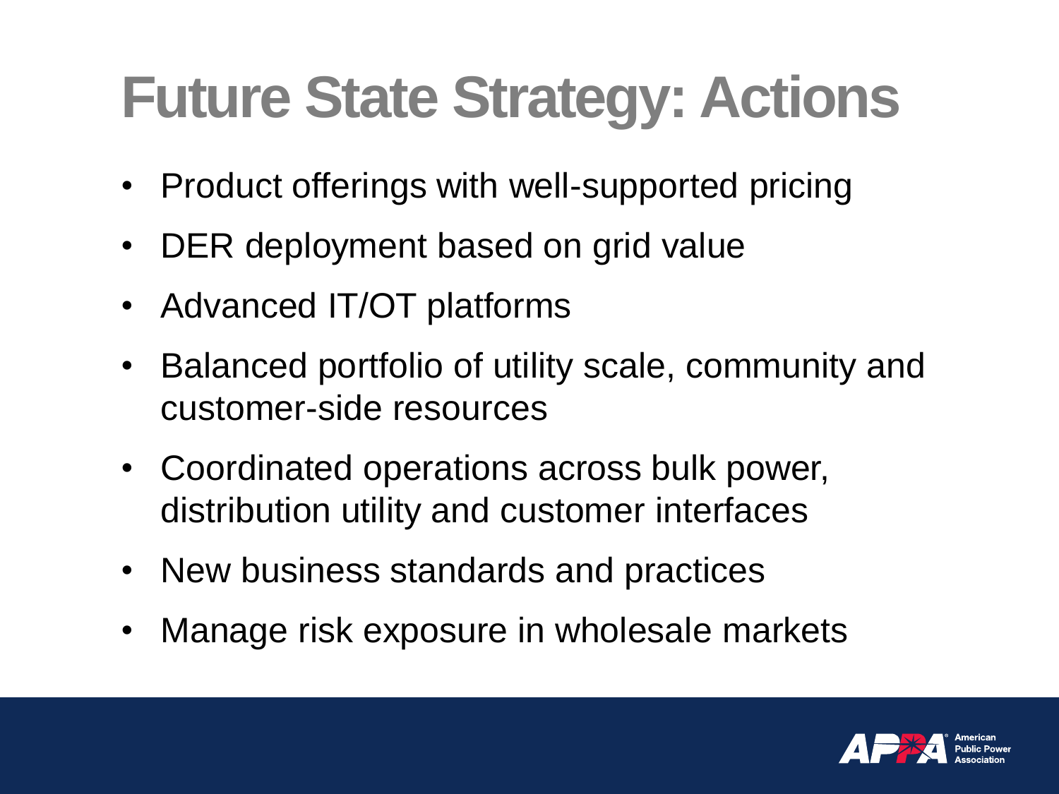# Future State Strategy: Actions

- Product offerings with well-supported pricing
- DER deployment based on grid value
- Advanced IT/OT platforms
- Balanced portfolio of utility scale, community and customer-side resources
- Coordinated operations across bulk power, distribution utility and customer interfaces
- New business standards and practices
- Manage risk exposure in wholesale markets